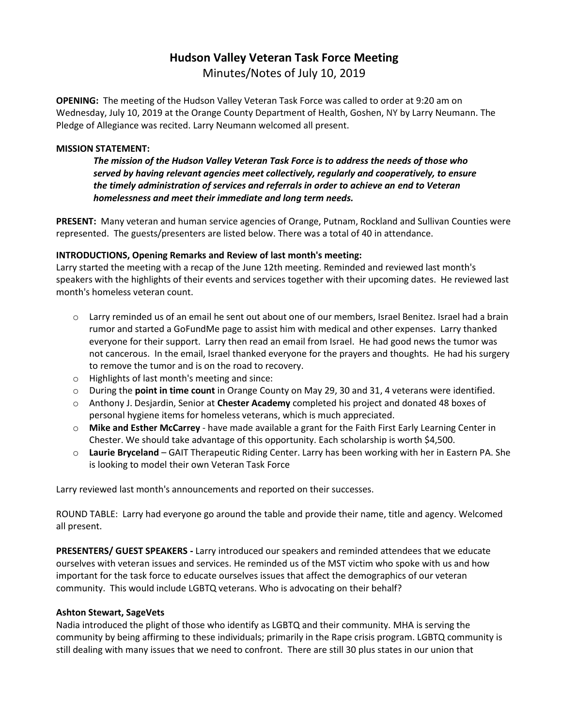# Hudson Valley Veteran Task Force Meeting

Minutes/Notes of July 10, 2019

**OPENING:** The meeting of the Hudson Valley Veteran Task Force was called to order at 9:20 am on Wednesday, July 10, 2019 at the Orange County Department of Health, Goshen, NY by Larry Neumann. The Pledge of Allegiance was recited. Larry Neumann welcomed all present.

**MISSION STATEMENT:**

> ***The mission of the Hudson Valley Veteran Task Force is to address the needs of those who served by having relevant agencies meet collectively, regularly and cooperatively, to ensure the timely administration of services and referrals in order to achieve an end to Veteran homelessness and meet their immediate and long term needs.***

**PRESENT:** Many veteran and human service agencies of Orange, Putnam, Rockland and Sullivan Counties were represented. The guests/presenters are listed below. There was a total of 40 in attendance.

**INTRODUCTIONS, Opening Remarks and Review of last month's meeting:**

Larry started the meeting with a recap of the June 12th meeting. Reminded and reviewed last month's speakers with the highlights of their events and services together with their upcoming dates. He reviewed last month's homeless veteran count.

- Larry reminded us of an email he sent out about one of our members, Israel Benitez. Israel had a brain rumor and started a GoFundMe page to assist him with medical and other expenses. Larry thanked everyone for their support. Larry then read an email from Israel. He had good news the tumor was not cancerous. In the email, Israel thanked everyone for the prayers and thoughts. He had his surgery to remove the tumor and is on the road to recovery.
- Highlights of last month's meeting and since:
- During the **point in time count** in Orange County on May 29, 30 and 31, 4 veterans were identified.
- Anthony J. Desjardin, Senior at **Chester Academy** completed his project and donated 48 boxes of personal hygiene items for homeless veterans, which is much appreciated.
- **Mike and Esther McCarrey** - have made available a grant for the Faith First Early Learning Center in Chester. We should take advantage of this opportunity. Each scholarship is worth $4,500.
- **Laurie Bryceland** – GAIT Therapeutic Riding Center. Larry has been working with her in Eastern PA. She is looking to model their own Veteran Task Force

Larry reviewed last month's announcements and reported on their successes.

ROUND TABLE: Larry had everyone go around the table and provide their name, title and agency. Welcomed all present.

**PRESENTERS/ GUEST SPEAKERS -** Larry introduced our speakers and reminded attendees that we educate ourselves with veteran issues and services. He reminded us of the MST victim who spoke with us and how important for the task force to educate ourselves issues that affect the demographics of our veteran community. This would include LGBTQ veterans. Who is advocating on their behalf?

**Ashton Stewart, SageVets**

Nadia introduced the plight of those who identify as LGBTQ and their community. MHA is serving the community by being affirming to these individuals; primarily in the Rape crisis program. LGBTQ community is still dealing with many issues that we need to confront. There are still 30 plus states in our union that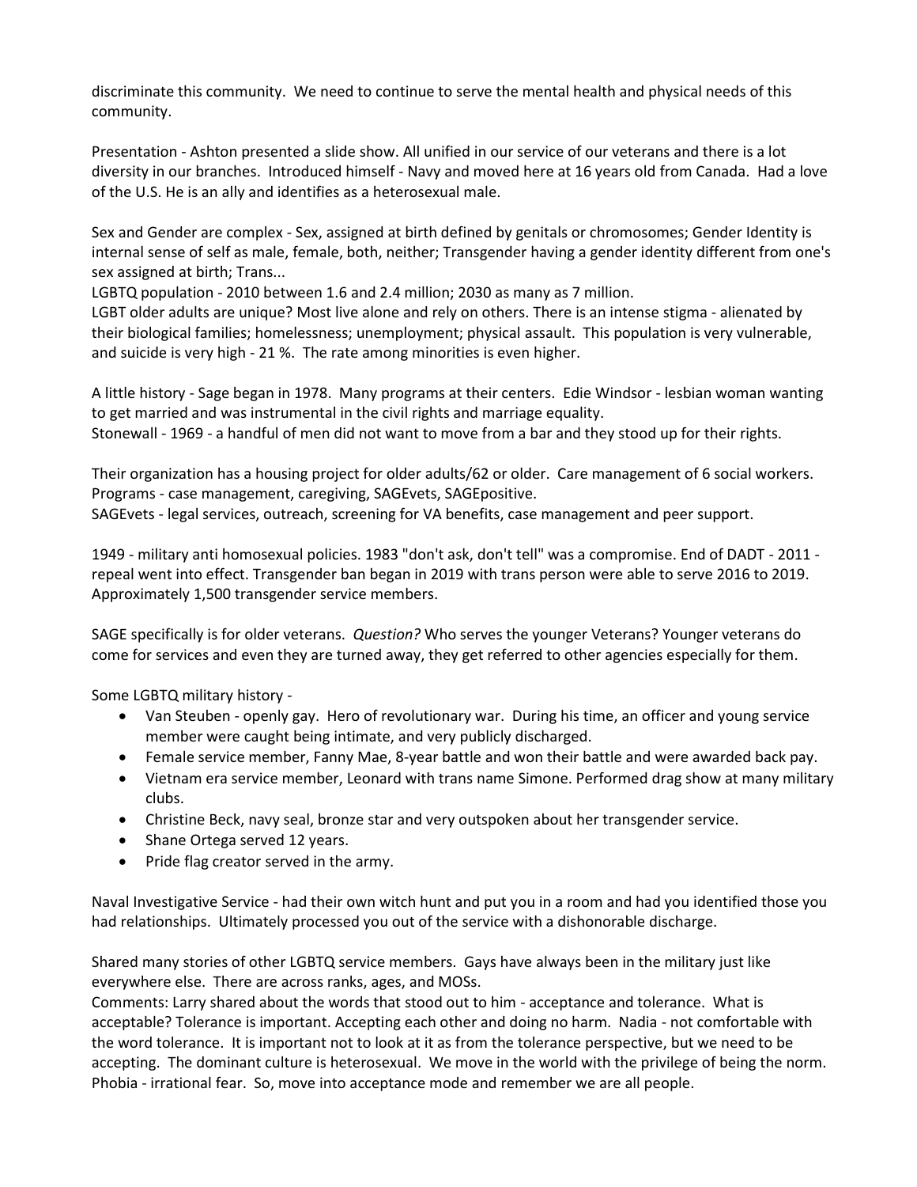discriminate this community. We need to continue to serve the mental health and physical needs of this community.

Presentation - Ashton presented a slide show. All unified in our service of our veterans and there is a lot diversity in our branches. Introduced himself - Navy and moved here at 16 years old from Canada. Had a love of the U.S. He is an ally and identifies as a heterosexual male.

Sex and Gender are complex - Sex, assigned at birth defined by genitals or chromosomes; Gender Identity is internal sense of self as male, female, both, neither; Transgender having a gender identity different from one's sex assigned at birth; Trans...
LGBTQ population - 2010 between 1.6 and 2.4 million; 2030 as many as 7 million.
LGBT older adults are unique? Most live alone and rely on others. There is an intense stigma - alienated by their biological families; homelessness; unemployment; physical assault. This population is very vulnerable, and suicide is very high - 21 %. The rate among minorities is even higher.

A little history - Sage began in 1978. Many programs at their centers. Edie Windsor - lesbian woman wanting to get married and was instrumental in the civil rights and marriage equality.
Stonewall - 1969 - a handful of men did not want to move from a bar and they stood up for their rights.

Their organization has a housing project for older adults/62 or older. Care management of 6 social workers.
Programs - case management, caregiving, SAGEvets, SAGEpositive.
SAGEvets - legal services, outreach, screening for VA benefits, case management and peer support.

1949 - military anti homosexual policies. 1983 "don't ask, don't tell" was a compromise. End of DADT - 2011 - repeal went into effect. Transgender ban began in 2019 with trans person were able to serve 2016 to 2019. Approximately 1,500 transgender service members.

SAGE specifically is for older veterans. *Question?* Who serves the younger Veterans? Younger veterans do come for services and even they are turned away, they get referred to other agencies especially for them.

Some LGBTQ military history -

- Van Steuben - openly gay. Hero of revolutionary war. During his time, an officer and young service member were caught being intimate, and very publicly discharged.
- Female service member, Fanny Mae, 8-year battle and won their battle and were awarded back pay.
- Vietnam era service member, Leonard with trans name Simone. Performed drag show at many military clubs.
- Christine Beck, navy seal, bronze star and very outspoken about her transgender service.
- Shane Ortega served 12 years.
- Pride flag creator served in the army.

Naval Investigative Service - had their own witch hunt and put you in a room and had you identified those you had relationships. Ultimately processed you out of the service with a dishonorable discharge.

Shared many stories of other LGBTQ service members. Gays have always been in the military just like everywhere else. There are across ranks, ages, and MOSs.
Comments: Larry shared about the words that stood out to him - acceptance and tolerance. What is acceptable? Tolerance is important. Accepting each other and doing no harm. Nadia - not comfortable with the word tolerance. It is important not to look at it as from the tolerance perspective, but we need to be accepting. The dominant culture is heterosexual. We move in the world with the privilege of being the norm. Phobia - irrational fear. So, move into acceptance mode and remember we are all people.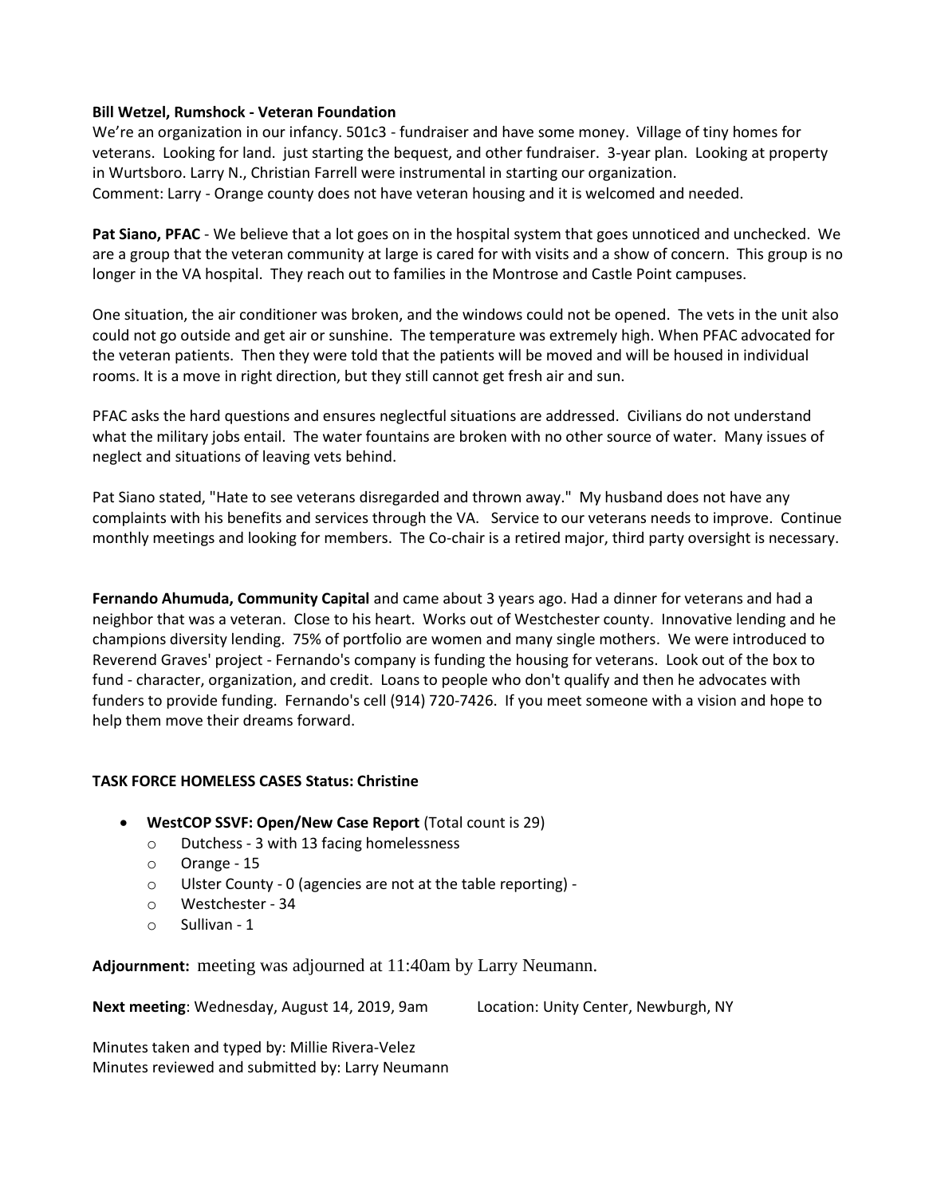**Bill Wetzel, Rumshock - Veteran Foundation**
We're an organization in our infancy. 501c3 - fundraiser and have some money. Village of tiny homes for veterans. Looking for land. just starting the bequest, and other fundraiser. 3-year plan. Looking at property in Wurtsboro. Larry N., Christian Farrell were instrumental in starting our organization.
Comment: Larry - Orange county does not have veteran housing and it is welcomed and needed.

**Pat Siano, PFAC** - We believe that a lot goes on in the hospital system that goes unnoticed and unchecked. We are a group that the veteran community at large is cared for with visits and a show of concern. This group is no longer in the VA hospital. They reach out to families in the Montrose and Castle Point campuses.

One situation, the air conditioner was broken, and the windows could not be opened. The vets in the unit also could not go outside and get air or sunshine. The temperature was extremely high. When PFAC advocated for the veteran patients. Then they were told that the patients will be moved and will be housed in individual rooms. It is a move in right direction, but they still cannot get fresh air and sun.

PFAC asks the hard questions and ensures neglectful situations are addressed. Civilians do not understand what the military jobs entail. The water fountains are broken with no other source of water. Many issues of neglect and situations of leaving vets behind.

Pat Siano stated, "Hate to see veterans disregarded and thrown away." My husband does not have any complaints with his benefits and services through the VA. Service to our veterans needs to improve. Continue monthly meetings and looking for members. The Co-chair is a retired major, third party oversight is necessary.

**Fernando Ahumuda, Community Capital** and came about 3 years ago. Had a dinner for veterans and had a neighbor that was a veteran. Close to his heart. Works out of Westchester county. Innovative lending and he champions diversity lending. 75% of portfolio are women and many single mothers. We were introduced to Reverend Graves' project - Fernando's company is funding the housing for veterans. Look out of the box to fund - character, organization, and credit. Loans to people who don't qualify and then he advocates with funders to provide funding. Fernando's cell (914) 720-7426. If you meet someone with a vision and hope to help them move their dreams forward.

**TASK FORCE HOMELESS CASES Status: Christine**

- **WestCOP SSVF: Open/New Case Report** (Total count is 29)
  - Dutchess - 3 with 13 facing homelessness
  - Orange - 15
  - Ulster County - 0 (agencies are not at the table reporting) -
  - Westchester - 34
  - Sullivan - 1

**Adjournment:** meeting was adjourned at 11:40am by Larry Neumann.

**Next meeting**: Wednesday, August 14, 2019, 9am Location: Unity Center, Newburgh, NY

Minutes taken and typed by: Millie Rivera-Velez
Minutes reviewed and submitted by: Larry Neumann